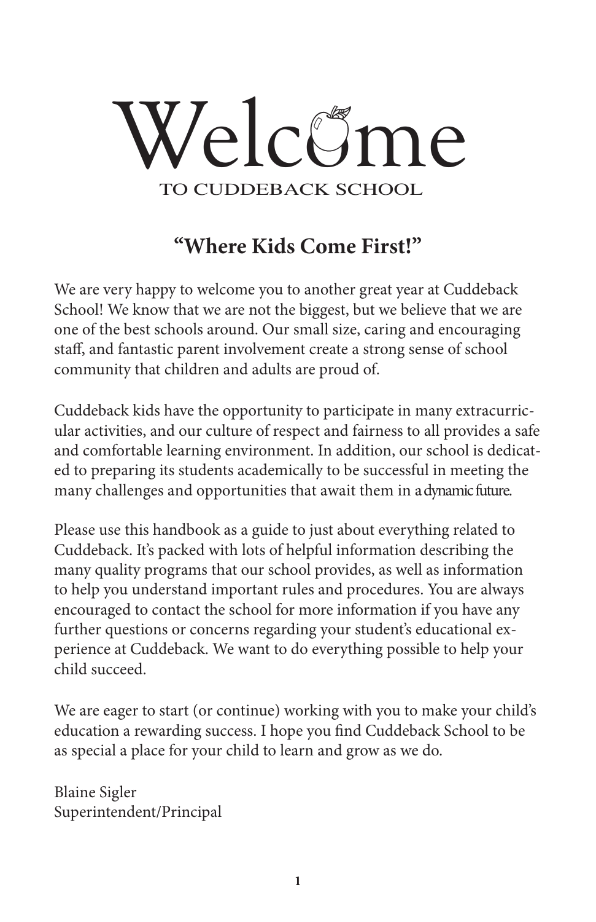# Welcome

## TO CUDDEBACK SCHOOL

### "Where Kids Come First!"

We are very happy to welcome you to another great year at Cuddeback School! We know that we are not the biggest, but we believe that we are one of the best schools around. Our small size, caring and encouraging staff, and fantastic parent involvement create a strong sense of school community that children and adults are proud of.

Cuddeback kids have the opportunity to participate in many extracurricular activities, and our culture of respect and fairness to all provides a safe and comfortable learning environment. In addition, our school is dedicated to preparing its students academically to be successful in meeting the many challenges and opportunities that await them in a dynamic future.

Please use this handbook as a guide to just about everything related to Cuddeback. It's packed with lots of helpful information describing the many quality programs that our school provides, as well as information to help you understand important rules and procedures. You are always encouraged to contact the school for more information if you have any further questions or concerns regarding your student's educational experience at Cuddeback. We want to do everything possible to help your child succeed.

We are eager to start (or continue) working with you to make your child's education a rewarding success. I hope you find Cuddeback School to be as special a place for your child to learn and grow as we do.

Blaine Sigler
Superintendent/Principal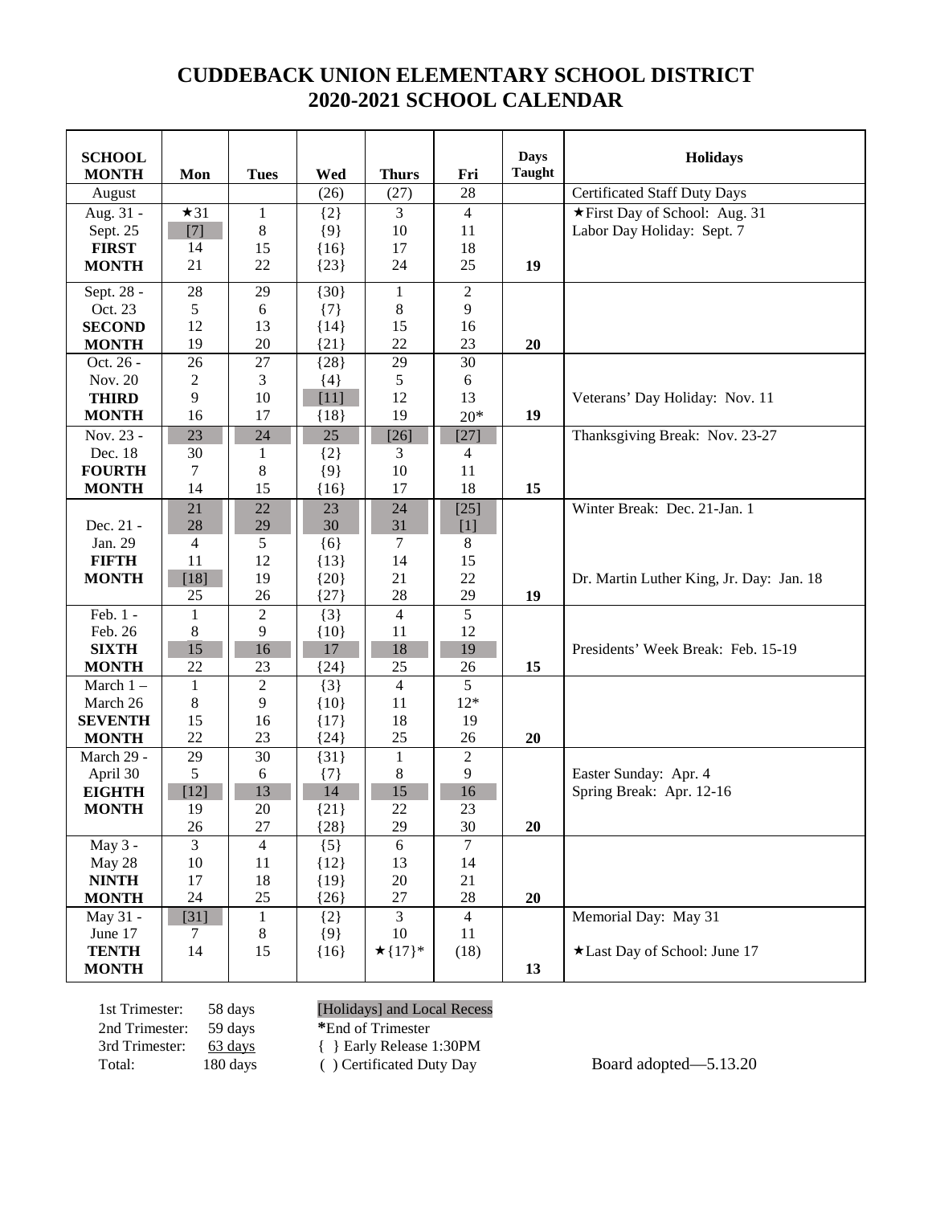# CUDDEBACK UNION ELEMENTARY SCHOOL DISTRICT
# 2020-2021 SCHOOL CALENDAR

| SCHOOL MONTH | Mon | Tues | Wed | Thurs | Fri | Days Taught | Holidays |
|---|---|---|---|---|---|---|---|
| August | | | (26) | (27) | 28 | | Certificated Staff Duty Days |
| Aug. 31 - | ★31 | 1 | {2} | 3 | 4 | | ★First Day of School: Aug. 31 |
| Sept. 25 | [7] | 8 | {9} | 10 | 11 | | Labor Day Holiday: Sept. 7 |
| **FIRST** | 14 | 15 | {16} | 17 | 18 | | |
| **MONTH** | 21 | 22 | {23} | 24 | 25 | **19** | |
| Sept. 28 - | 28 | 29 | {30} | 1 | 2 | | |
| Oct. 23 | 5 | 6 | {7} | 8 | 9 | | |
| **SECOND** | 12 | 13 | {14} | 15 | 16 | | |
| **MONTH** | 19 | 20 | {21} | 22 | 23 | **20** | |
| Oct. 26 - | 26 | 27 | {28} | 29 | 30 | | |
| Nov. 20 | 2 | 3 | {4} | 5 | 6 | | |
| **THIRD** | 9 | 10 | [11] | 12 | 13 | | Veterans' Day Holiday: Nov. 11 |
| **MONTH** | 16 | 17 | {18} | 19 | 20* | **19** | |
| Nov. 23 - | 23 | 24 | 25 | [26] | [27] | | Thanksgiving Break: Nov. 23-27 |
| Dec. 18 | 30 | 1 | {2} | 3 | 4 | | |
| **FOURTH** | 7 | 8 | {9} | 10 | 11 | | |
| **MONTH** | 14 | 15 | {16} | 17 | 18 | **15** | |
| | 21 | 22 | 23 | 24 | [25] | | Winter Break: Dec. 21-Jan. 1 |
| Dec. 21 - | 28 | 29 | 30 | 31 | [1] | | |
| Jan. 29 | 4 | 5 | {6} | 7 | 8 | | |
| **FIFTH** | 11 | 12 | {13} | 14 | 15 | | |
| **MONTH** | [18] | 19 | {20} | 21 | 22 | | Dr. Martin Luther King, Jr. Day: Jan. 18 |
| | 25 | 26 | {27} | 28 | 29 | **19** | |
| Feb. 1 - | 1 | 2 | {3} | 4 | 5 | | |
| Feb. 26 | 8 | 9 | {10} | 11 | 12 | | |
| **SIXTH** | 15 | 16 | 17 | 18 | 19 | | Presidents' Week Break: Feb. 15-19 |
| **MONTH** | 22 | 23 | {24} | 25 | 26 | **15** | |
| March 1 – | 1 | 2 | {3} | 4 | 5 | | |
| March 26 | 8 | 9 | {10} | 11 | 12* | | |
| **SEVENTH** | 15 | 16 | {17} | 18 | 19 | | |
| **MONTH** | 22 | 23 | {24} | 25 | 26 | **20** | |
| March 29 - | 29 | 30 | {31} | 1 | 2 | | |
| April 30 | 5 | 6 | {7} | 8 | 9 | | Easter Sunday: Apr. 4 |
| **EIGHTH** | [12] | 13 | 14 | 15 | 16 | | Spring Break: Apr. 12-16 |
| **MONTH** | 19 | 20 | {21} | 22 | 23 | | |
| | 26 | 27 | {28} | 29 | 30 | **20** | |
| May 3 - | 3 | 4 | {5} | 6 | 7 | | |
| May 28 | 10 | 11 | {12} | 13 | 14 | | |
| **NINTH** | 17 | 18 | {19} | 20 | 21 | | |
| **MONTH** | 24 | 25 | {26} | 27 | 28 | **20** | |
| May 31 - | [31] | 1 | {2} | 3 | 4 | | Memorial Day: May 31 |
| June 17 | 7 | 8 | {9} | 10 | 11 | | |
| **TENTH** | 14 | 15 | {16} | ★{17}* | (18) | | ★Last Day of School: June 17 |
| **MONTH** | | | | | | **13** | |

| | | |
|---|---|---|
| 1st Trimester: | 58 days | [Holidays] and Local Recess |
| 2nd Trimester: | 59 days | **\***End of Trimester |
| 3rd Trimester: | 63 days | { } Early Release 1:30PM |
| Total: | 180 days | ( ) Certificated Duty Day |

Board adopted—5.13.20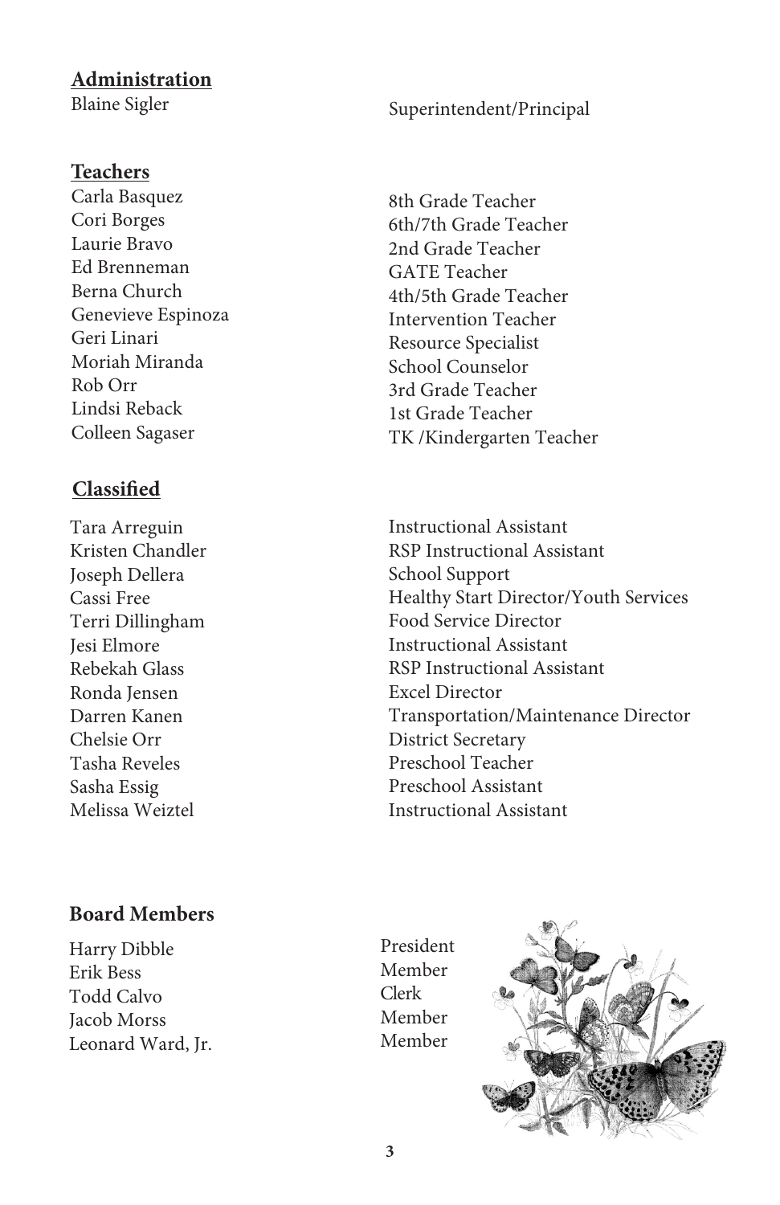## Administration

| Name | Position |
|---|---|
| Blaine Sigler | Superintendent/Principal |

## Teachers

| Name | Position |
|---|---|
| Carla Basquez | 8th Grade Teacher |
| Cori Borges | 6th/7th Grade Teacher |
| Laurie Bravo | 2nd Grade Teacher |
| Ed Brenneman | GATE Teacher |
| Berna Church | 4th/5th Grade Teacher |
| Genevieve Espinoza | Intervention Teacher |
| Geri Linari | Resource Specialist |
| Moriah Miranda | School Counselor |
| Rob Orr | 3rd Grade Teacher |
| Lindsi Reback | 1st Grade Teacher |
| Colleen Sagaser | TK /Kindergarten Teacher |

## Classified

| Name | Position |
|---|---|
| Tara Arreguin | Instructional Assistant |
| Kristen Chandler | RSP Instructional Assistant |
| Joseph Dellera | School Support |
| Cassi Free | Healthy Start Director/Youth Services |
| Terri Dillingham | Food Service Director |
| Jesi Elmore | Instructional Assistant |
| Rebekah Glass | RSP Instructional Assistant |
| Ronda Jensen | Excel Director |
| Darren Kanen | Transportation/Maintenance Director |
| Chelsie Orr | District Secretary |
| Tasha Reveles | Preschool Teacher |
| Sasha Essig | Preschool Assistant |
| Melissa Weiztel | Instructional Assistant |

## Board Members

| Name | Position |
|---|---|
| Harry Dibble | President |
| Erik Bess | Member |
| Todd Calvo | Clerk |
| Jacob Morss | Member |
| Leonard Ward, Jr. | Member |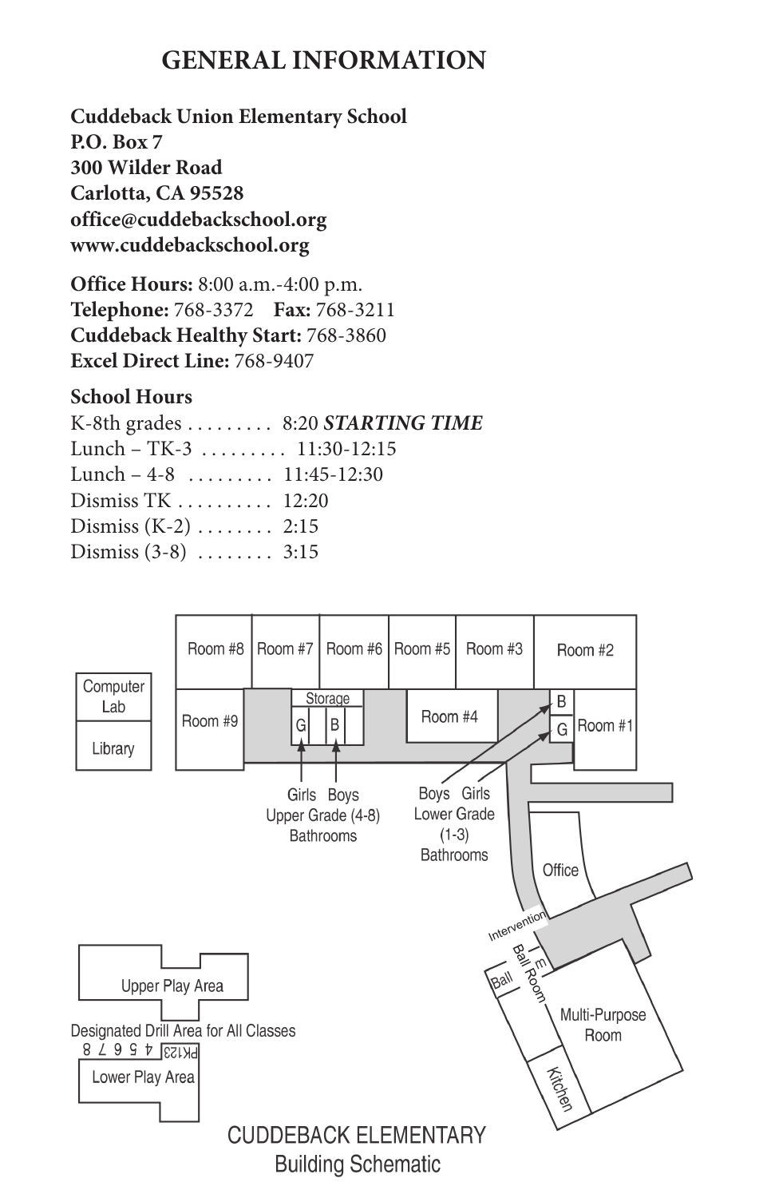# GENERAL INFORMATION

**Cuddeback Union Elementary School**
**P.O. Box 7**
**300 Wilder Road**
**Carlotta, CA 95528**
**office@cuddebackschool.org**
**www.cuddebackschool.org**

**Office Hours:** 8:00 a.m.-4:00 p.m.
**Telephone:** 768-3372 **Fax:** 768-3211
**Cuddeback Healthy Start:** 768-3860
**Excel Direct Line:** 768-9407

**School Hours**

K-8th grades . . . . . . . . . 8:20 ***STARTING TIME***
Lunch – TK-3 . . . . . . . . . 11:30-12:15
Lunch – 4-8 . . . . . . . . . 11:45-12:30
Dismiss TK . . . . . . . . . . 12:20
Dismiss (K-2) . . . . . . . . 2:15
Dismiss (3-8) . . . . . . . . 3:15

CUDDEBACK ELEMENTARY
Building Schematic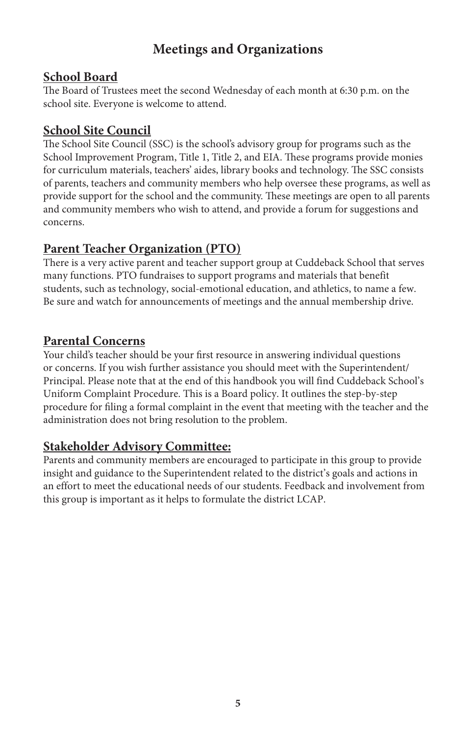# Meetings and Organizations

## School Board

The Board of Trustees meet the second Wednesday of each month at 6:30 p.m. on the school site. Everyone is welcome to attend.

## School Site Council

The School Site Council (SSC) is the school's advisory group for programs such as the School Improvement Program, Title 1, Title 2, and EIA. These programs provide monies for curriculum materials, teachers' aides, library books and technology. The SSC consists of parents, teachers and community members who help oversee these programs, as well as provide support for the school and the community. These meetings are open to all parents and community members who wish to attend, and provide a forum for suggestions and concerns.

## Parent Teacher Organization (PTO)

There is a very active parent and teacher support group at Cuddeback School that serves many functions. PTO fundraises to support programs and materials that benefit students, such as technology, social-emotional education, and athletics, to name a few. Be sure and watch for announcements of meetings and the annual membership drive.

## Parental Concerns

Your child's teacher should be your first resource in answering individual questions or concerns. If you wish further assistance you should meet with the Superintendent/ Principal. Please note that at the end of this handbook you will find Cuddeback School's Uniform Complaint Procedure. This is a Board policy. It outlines the step-by-step procedure for filing a formal complaint in the event that meeting with the teacher and the administration does not bring resolution to the problem.

## Stakeholder Advisory Committee:

Parents and community members are encouraged to participate in this group to provide insight and guidance to the Superintendent related to the district's goals and actions in an effort to meet the educational needs of our students. Feedback and involvement from this group is important as it helps to formulate the district LCAP.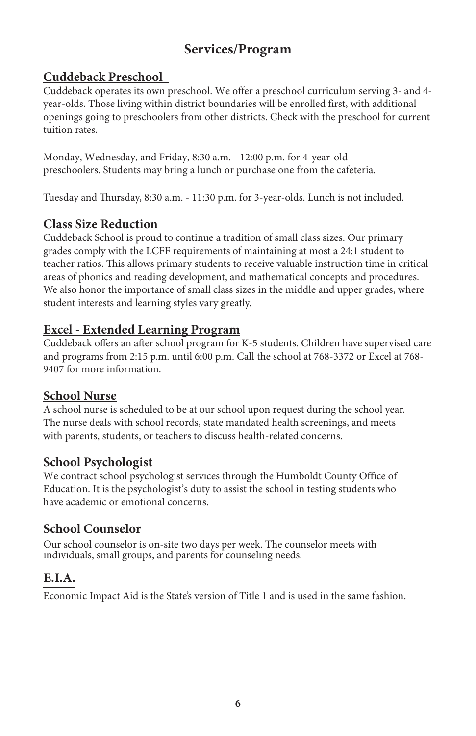# Services/Program

## Cuddeback Preschool

Cuddeback operates its own preschool. We offer a preschool curriculum serving 3- and 4-year-olds. Those living within district boundaries will be enrolled first, with additional openings going to preschoolers from other districts. Check with the preschool for current tuition rates.

Monday, Wednesday, and Friday, 8:30 a.m. - 12:00 p.m. for 4-year-old preschoolers. Students may bring a lunch or purchase one from the cafeteria.

Tuesday and Thursday, 8:30 a.m. - 11:30 p.m. for 3-year-olds. Lunch is not included.

## Class Size Reduction

Cuddeback School is proud to continue a tradition of small class sizes. Our primary grades comply with the LCFF requirements of maintaining at most a 24:1 student to teacher ratios. This allows primary students to receive valuable instruction time in critical areas of phonics and reading development, and mathematical concepts and procedures. We also honor the importance of small class sizes in the middle and upper grades, where student interests and learning styles vary greatly.

## Excel - Extended Learning Program

Cuddeback offers an after school program for K-5 students. Children have supervised care and programs from 2:15 p.m. until 6:00 p.m. Call the school at 768-3372 or Excel at 768-9407 for more information.

## School Nurse

A school nurse is scheduled to be at our school upon request during the school year. The nurse deals with school records, state mandated health screenings, and meets with parents, students, or teachers to discuss health-related concerns.

## School Psychologist

We contract school psychologist services through the Humboldt County Office of Education. It is the psychologist's duty to assist the school in testing students who have academic or emotional concerns.

## School Counselor

Our school counselor is on-site two days per week. The counselor meets with individuals, small groups, and parents for counseling needs.

## E.I.A.

Economic Impact Aid is the State's version of Title 1 and is used in the same fashion.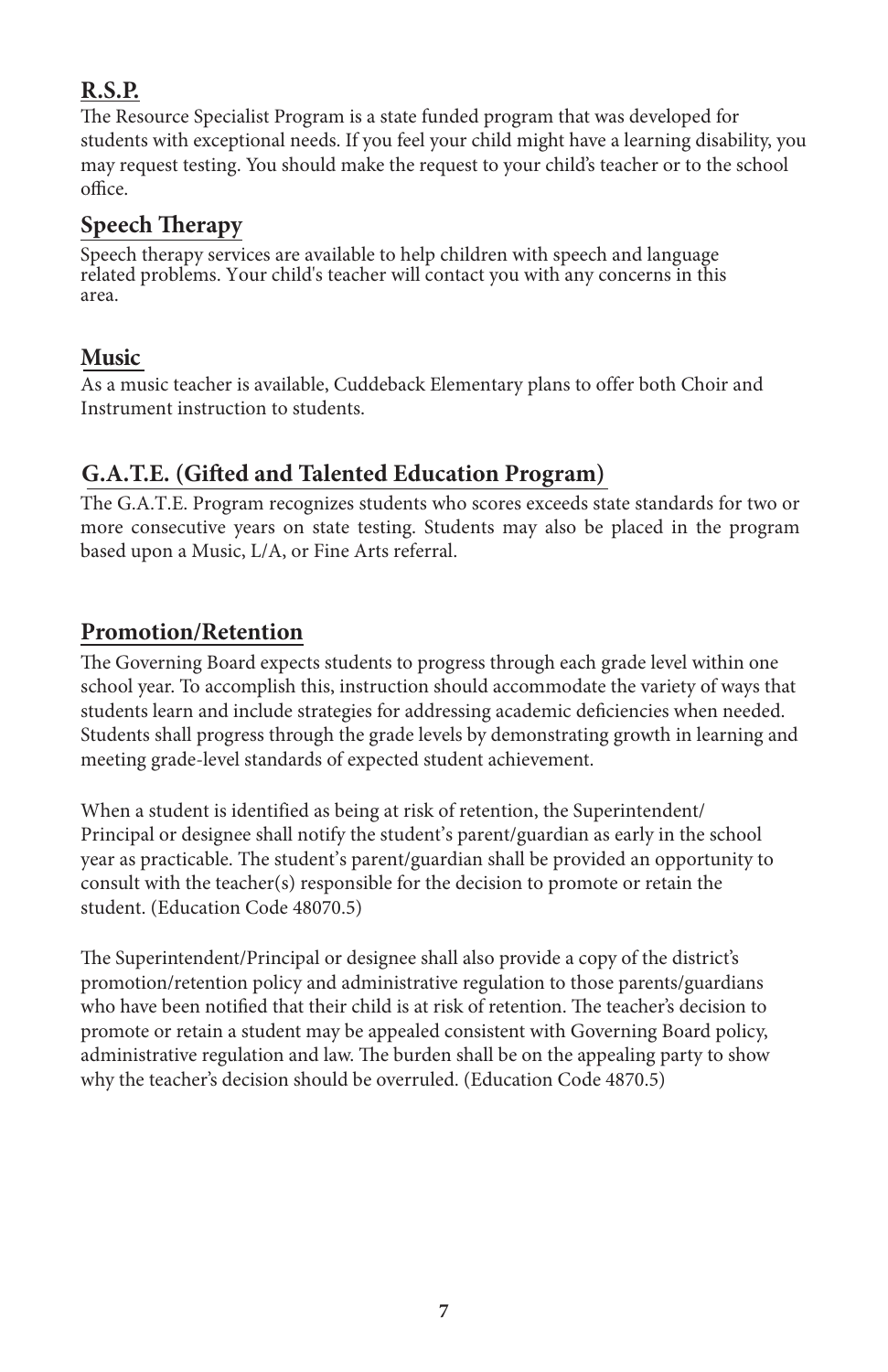## R.S.P.

The Resource Specialist Program is a state funded program that was developed for students with exceptional needs. If you feel your child might have a learning disability, you may request testing. You should make the request to your child's teacher or to the school office.

## Speech Therapy

Speech therapy services are available to help children with speech and language related problems. Your child's teacher will contact you with any concerns in this area.

## Music

As a music teacher is available, Cuddeback Elementary plans to offer both Choir and Instrument instruction to students.

## G.A.T.E. (Gifted and Talented Education Program)

The G.A.T.E. Program recognizes students who scores exceeds state standards for two or more consecutive years on state testing. Students may also be placed in the program based upon a Music, L/A, or Fine Arts referral.

## Promotion/Retention

The Governing Board expects students to progress through each grade level within one school year. To accomplish this, instruction should accommodate the variety of ways that students learn and include strategies for addressing academic deficiencies when needed. Students shall progress through the grade levels by demonstrating growth in learning and meeting grade-level standards of expected student achievement.

When a student is identified as being at risk of retention, the Superintendent/ Principal or designee shall notify the student's parent/guardian as early in the school year as practicable. The student's parent/guardian shall be provided an opportunity to consult with the teacher(s) responsible for the decision to promote or retain the student. (Education Code 48070.5)

The Superintendent/Principal or designee shall also provide a copy of the district's promotion/retention policy and administrative regulation to those parents/guardians who have been notified that their child is at risk of retention. The teacher's decision to promote or retain a student may be appealed consistent with Governing Board policy, administrative regulation and law. The burden shall be on the appealing party to show why the teacher's decision should be overruled. (Education Code 4870.5)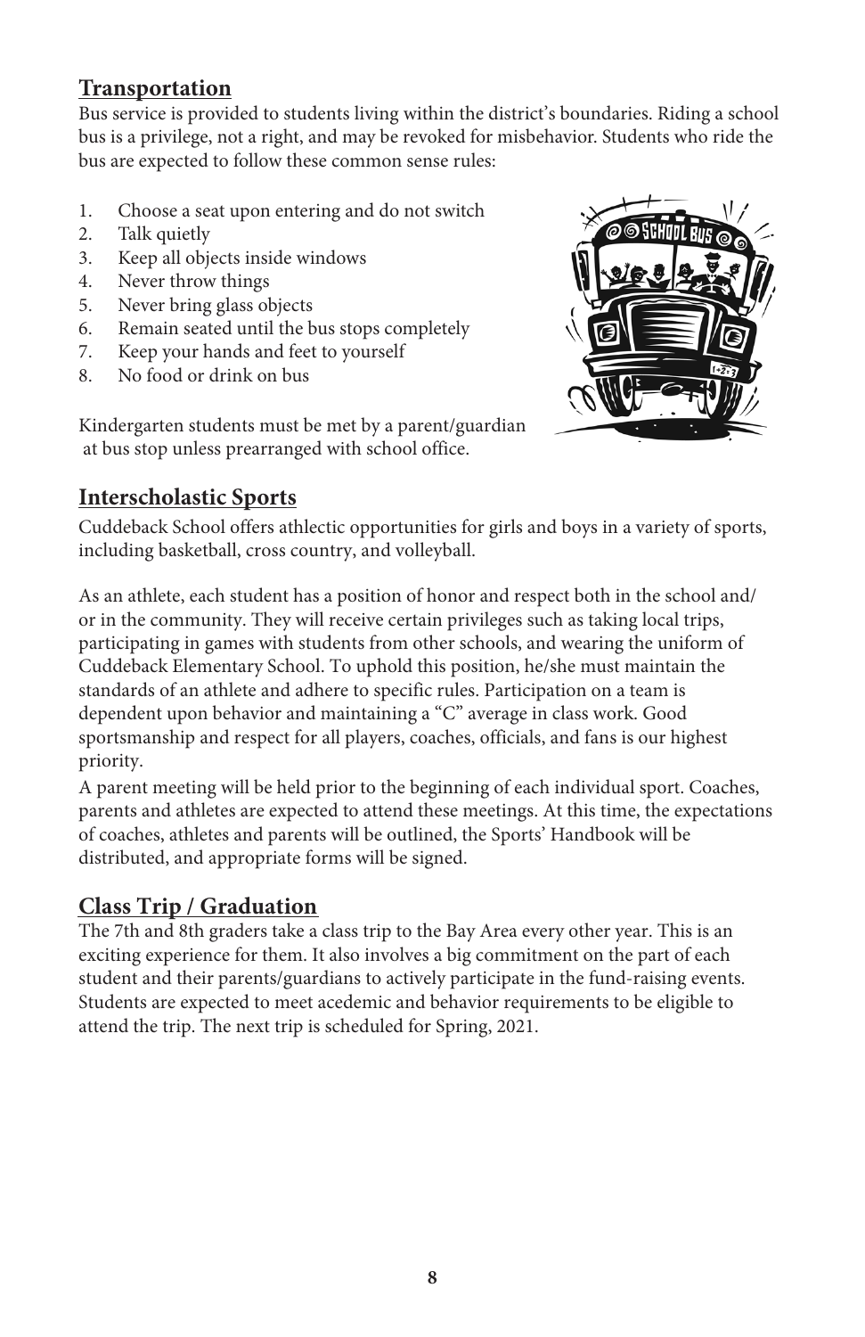## Transportation

Bus service is provided to students living within the district's boundaries. Riding a school bus is a privilege, not a right, and may be revoked for misbehavior. Students who ride the bus are expected to follow these common sense rules:

1. Choose a seat upon entering and do not switch
2. Talk quietly
3. Keep all objects inside windows
4. Never throw things
5. Never bring glass objects
6. Remain seated until the bus stops completely
7. Keep your hands and feet to yourself
8. No food or drink on bus

Kindergarten students must be met by a parent/guardian at bus stop unless prearranged with school office.

## Interscholastic Sports

Cuddeback School offers athlectic opportunities for girls and boys in a variety of sports, including basketball, cross country, and volleyball.

As an athlete, each student has a position of honor and respect both in the school and/or in the community. They will receive certain privileges such as taking local trips, participating in games with students from other schools, and wearing the uniform of Cuddeback Elementary School. To uphold this position, he/she must maintain the standards of an athlete and adhere to specific rules. Participation on a team is dependent upon behavior and maintaining a "C" average in class work. Good sportsmanship and respect for all players, coaches, officials, and fans is our highest priority.

A parent meeting will be held prior to the beginning of each individual sport. Coaches, parents and athletes are expected to attend these meetings. At this time, the expectations of coaches, athletes and parents will be outlined, the Sports' Handbook will be distributed, and appropriate forms will be signed.

## Class Trip / Graduation

The 7th and 8th graders take a class trip to the Bay Area every other year. This is an exciting experience for them. It also involves a big commitment on the part of each student and their parents/guardians to actively participate in the fund-raising events. Students are expected to meet acedemic and behavior requirements to be eligible to attend the trip. The next trip is scheduled for Spring, 2021.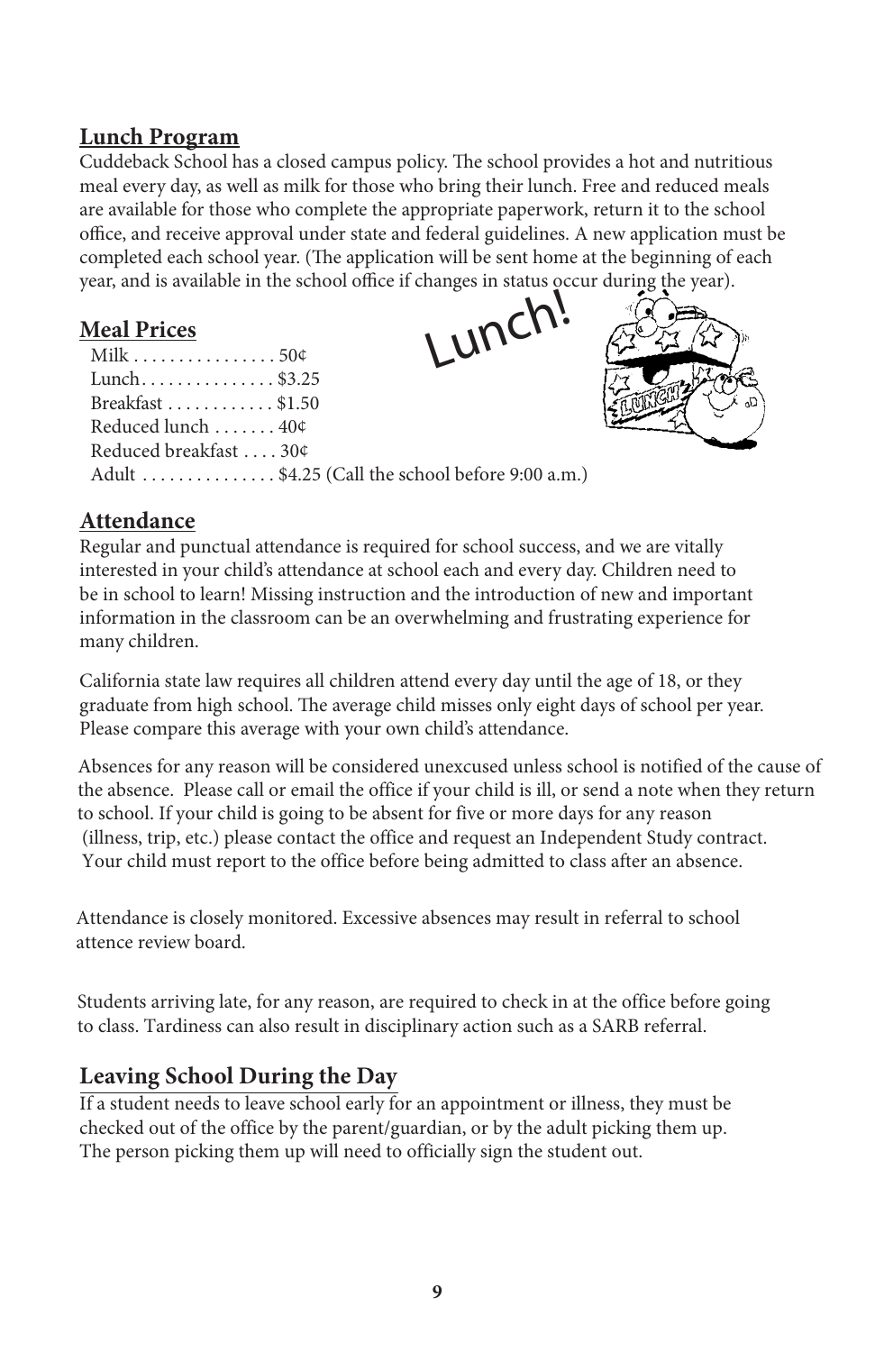## Lunch Program

Cuddeback School has a closed campus policy. The school provides a hot and nutritious meal every day, as well as milk for those who bring their lunch. Free and reduced meals are available for those who complete the appropriate paperwork, return it to the school office, and receive approval under state and federal guidelines. A new application must be completed each school year. (The application will be sent home at the beginning of each year, and is available in the school office if changes in status occur during the year).

## Meal Prices

| Item | Price |
|---|---|
| Milk | 50¢ |
| Lunch | $3.25 |
| Breakfast | $1.50 |
| Reduced lunch | 40¢ |
| Reduced breakfast | 30¢ |
| Adult | $4.25 (Call the school before 9:00 a.m.) |

## Attendance

Regular and punctual attendance is required for school success, and we are vitally interested in your child's attendance at school each and every day. Children need to be in school to learn! Missing instruction and the introduction of new and important information in the classroom can be an overwhelming and frustrating experience for many children.

California state law requires all children attend every day until the age of 18, or they graduate from high school. The average child misses only eight days of school per year. Please compare this average with your own child's attendance.

Absences for any reason will be considered unexcused unless school is notified of the cause of the absence. Please call or email the office if your child is ill, or send a note when they return to school. If your child is going to be absent for five or more days for any reason (illness, trip, etc.) please contact the office and request an Independent Study contract. Your child must report to the office before being admitted to class after an absence.

Attendance is closely monitored. Excessive absences may result in referral to school attence review board.

Students arriving late, for any reason, are required to check in at the office before going to class. Tardiness can also result in disciplinary action such as a SARB referral.

## Leaving School During the Day

If a student needs to leave school early for an appointment or illness, they must be checked out of the office by the parent/guardian, or by the adult picking them up. The person picking them up will need to officially sign the student out.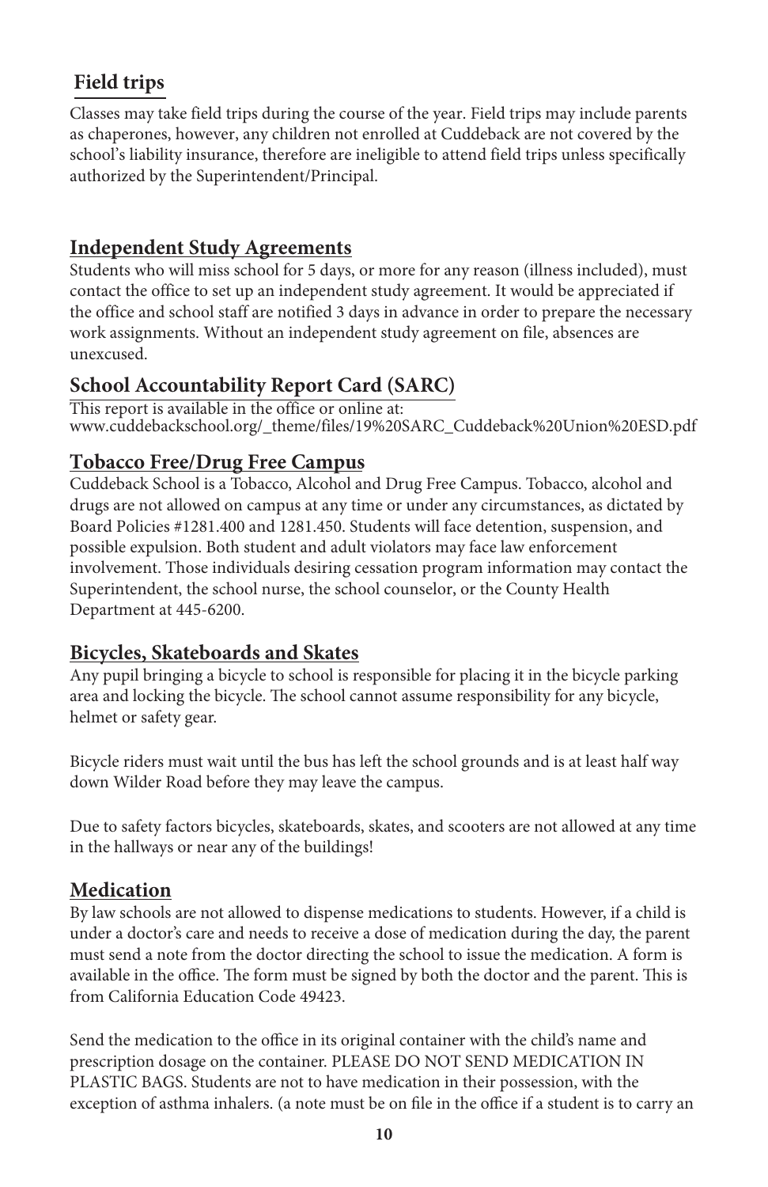## Field trips

Classes may take field trips during the course of the year. Field trips may include parents as chaperones, however, any children not enrolled at Cuddeback are not covered by the school's liability insurance, therefore are ineligible to attend field trips unless specifically authorized by the Superintendent/Principal.

## Independent Study Agreements

Students who will miss school for 5 days, or more for any reason (illness included), must contact the office to set up an independent study agreement. It would be appreciated if the office and school staff are notified 3 days in advance in order to prepare the necessary work assignments. Without an independent study agreement on file, absences are unexcused.

## School Accountability Report Card (SARC)

This report is available in the office or online at:
www.cuddebackschool.org/_theme/files/19%20SARC_Cuddeback%20Union%20ESD.pdf

## Tobacco Free/Drug Free Campus

Cuddeback School is a Tobacco, Alcohol and Drug Free Campus. Tobacco, alcohol and drugs are not allowed on campus at any time or under any circumstances, as dictated by Board Policies #1281.400 and 1281.450. Students will face detention, suspension, and possible expulsion. Both student and adult violators may face law enforcement involvement. Those individuals desiring cessation program information may contact the Superintendent, the school nurse, the school counselor, or the County Health Department at 445-6200.

## Bicycles, Skateboards and Skates

Any pupil bringing a bicycle to school is responsible for placing it in the bicycle parking area and locking the bicycle. The school cannot assume responsibility for any bicycle, helmet or safety gear.

Bicycle riders must wait until the bus has left the school grounds and is at least half way down Wilder Road before they may leave the campus.

Due to safety factors bicycles, skateboards, skates, and scooters are not allowed at any time in the hallways or near any of the buildings!

## Medication

By law schools are not allowed to dispense medications to students. However, if a child is under a doctor's care and needs to receive a dose of medication during the day, the parent must send a note from the doctor directing the school to issue the medication. A form is available in the office. The form must be signed by both the doctor and the parent. This is from California Education Code 49423.

Send the medication to the office in its original container with the child's name and prescription dosage on the container. PLEASE DO NOT SEND MEDICATION IN PLASTIC BAGS. Students are not to have medication in their possession, with the exception of asthma inhalers. (a note must be on file in the office if a student is to carry an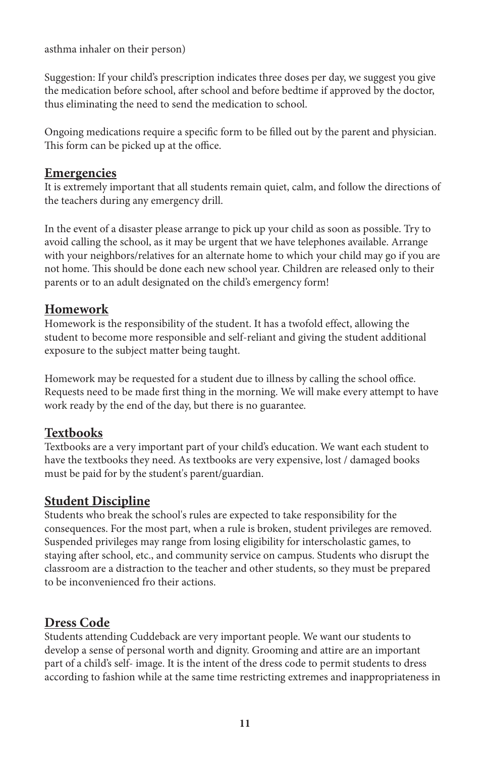asthma inhaler on their person)

Suggestion: If your child's prescription indicates three doses per day, we suggest you give the medication before school, after school and before bedtime if approved by the doctor, thus eliminating the need to send the medication to school.

Ongoing medications require a specific form to be filled out by the parent and physician. This form can be picked up at the office.

## Emergencies

It is extremely important that all students remain quiet, calm, and follow the directions of the teachers during any emergency drill.

In the event of a disaster please arrange to pick up your child as soon as possible. Try to avoid calling the school, as it may be urgent that we have telephones available. Arrange with your neighbors/relatives for an alternate home to which your child may go if you are not home. This should be done each new school year. Children are released only to their parents or to an adult designated on the child's emergency form!

## Homework

Homework is the responsibility of the student. It has a twofold effect, allowing the student to become more responsible and self-reliant and giving the student additional exposure to the subject matter being taught.

Homework may be requested for a student due to illness by calling the school office. Requests need to be made first thing in the morning. We will make every attempt to have work ready by the end of the day, but there is no guarantee.

## Textbooks

Textbooks are a very important part of your child's education. We want each student to have the textbooks they need. As textbooks are very expensive, lost / damaged books must be paid for by the student's parent/guardian.

## Student Discipline

Students who break the school's rules are expected to take responsibility for the consequences. For the most part, when a rule is broken, student privileges are removed. Suspended privileges may range from losing eligibility for interscholastic games, to staying after school, etc., and community service on campus. Students who disrupt the classroom are a distraction to the teacher and other students, so they must be prepared to be inconvenienced fro their actions.

## Dress Code

Students attending Cuddeback are very important people. We want our students to develop a sense of personal worth and dignity. Grooming and attire are an important part of a child's self- image. It is the intent of the dress code to permit students to dress according to fashion while at the same time restricting extremes and inappropriateness in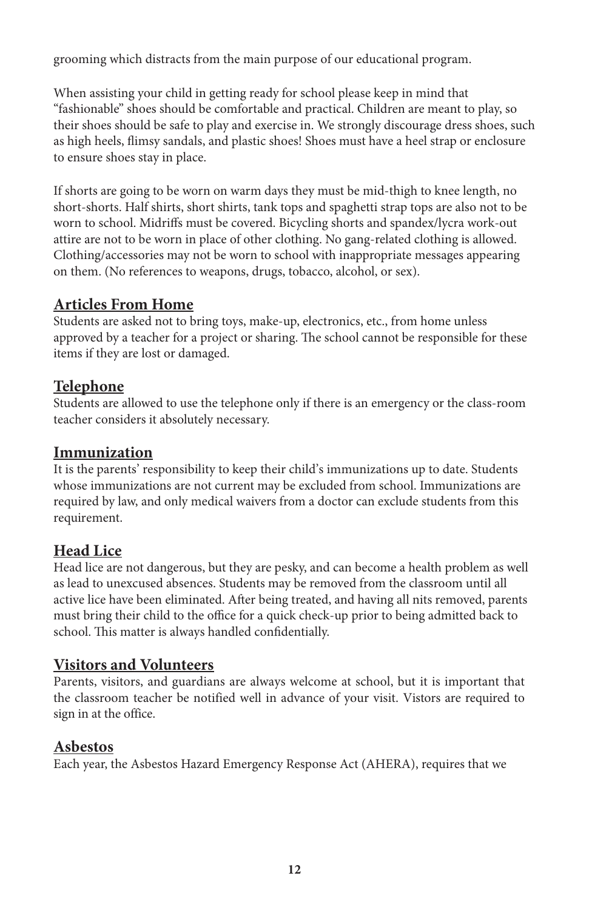grooming which distracts from the main purpose of our educational program.

When assisting your child in getting ready for school please keep in mind that "fashionable" shoes should be comfortable and practical. Children are meant to play, so their shoes should be safe to play and exercise in. We strongly discourage dress shoes, such as high heels, flimsy sandals, and plastic shoes! Shoes must have a heel strap or enclosure to ensure shoes stay in place.

If shorts are going to be worn on warm days they must be mid-thigh to knee length, no short-shorts. Half shirts, short shirts, tank tops and spaghetti strap tops are also not to be worn to school. Midriffs must be covered. Bicycling shorts and spandex/lycra work-out attire are not to be worn in place of other clothing. No gang-related clothing is allowed. Clothing/accessories may not be worn to school with inappropriate messages appearing on them. (No references to weapons, drugs, tobacco, alcohol, or sex).

## Articles From Home

Students are asked not to bring toys, make-up, electronics, etc., from home unless approved by a teacher for a project or sharing. The school cannot be responsible for these items if they are lost or damaged.

## Telephone

Students are allowed to use the telephone only if there is an emergency or the class-room teacher considers it absolutely necessary.

## Immunization

It is the parents' responsibility to keep their child's immunizations up to date. Students whose immunizations are not current may be excluded from school. Immunizations are required by law, and only medical waivers from a doctor can exclude students from this requirement.

## Head Lice

Head lice are not dangerous, but they are pesky, and can become a health problem as well as lead to unexcused absences. Students may be removed from the classroom until all active lice have been eliminated. After being treated, and having all nits removed, parents must bring their child to the office for a quick check-up prior to being admitted back to school. This matter is always handled confidentially.

## Visitors and Volunteers

Parents, visitors, and guardians are always welcome at school, but it is important that the classroom teacher be notified well in advance of your visit. Vistors are required to sign in at the office.

## Asbestos

Each year, the Asbestos Hazard Emergency Response Act (AHERA), requires that we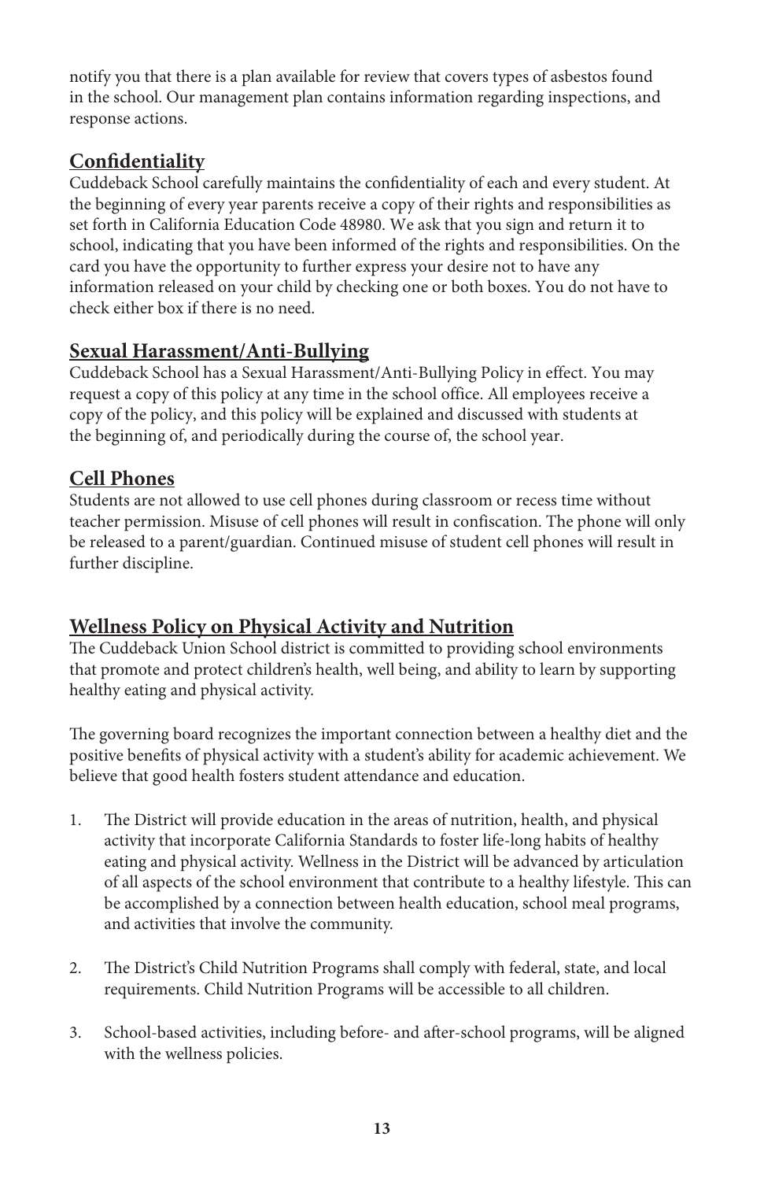notify you that there is a plan available for review that covers types of asbestos found in the school. Our management plan contains information regarding inspections, and response actions.

## Confidentiality

Cuddeback School carefully maintains the confidentiality of each and every student. At the beginning of every year parents receive a copy of their rights and responsibilities as set forth in California Education Code 48980. We ask that you sign and return it to school, indicating that you have been informed of the rights and responsibilities. On the card you have the opportunity to further express your desire not to have any information released on your child by checking one or both boxes. You do not have to check either box if there is no need.

## Sexual Harassment/Anti-Bullying

Cuddeback School has a Sexual Harassment/Anti-Bullying Policy in effect. You may request a copy of this policy at any time in the school office. All employees receive a copy of the policy, and this policy will be explained and discussed with students at the beginning of, and periodically during the course of, the school year.

## Cell Phones

Students are not allowed to use cell phones during classroom or recess time without teacher permission. Misuse of cell phones will result in confiscation. The phone will only be released to a parent/guardian. Continued misuse of student cell phones will result in further discipline.

## Wellness Policy on Physical Activity and Nutrition

The Cuddeback Union School district is committed to providing school environments that promote and protect children's health, well being, and ability to learn by supporting healthy eating and physical activity.

The governing board recognizes the important connection between a healthy diet and the positive benefits of physical activity with a student's ability for academic achievement. We believe that good health fosters student attendance and education.

1. The District will provide education in the areas of nutrition, health, and physical activity that incorporate California Standards to foster life-long habits of healthy eating and physical activity. Wellness in the District will be advanced by articulation of all aspects of the school environment that contribute to a healthy lifestyle. This can be accomplished by a connection between health education, school meal programs, and activities that involve the community.

2. The District's Child Nutrition Programs shall comply with federal, state, and local requirements. Child Nutrition Programs will be accessible to all children.

3. School-based activities, including before- and after-school programs, will be aligned with the wellness policies.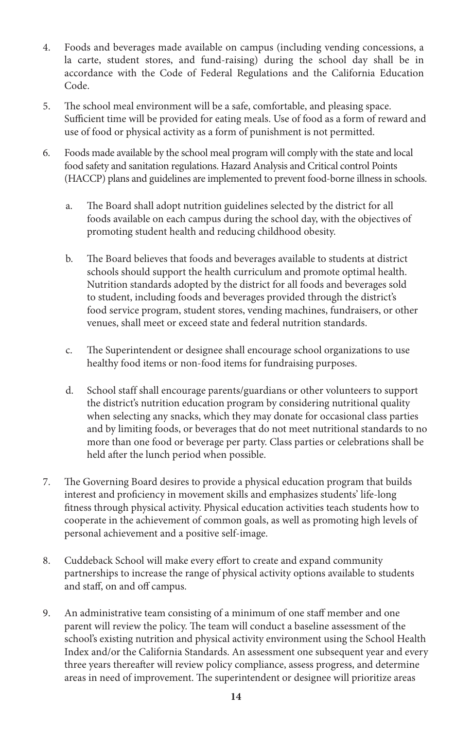4. Foods and beverages made available on campus (including vending concessions, a la carte, student stores, and fund-raising) during the school day shall be in accordance with the Code of Federal Regulations and the California Education Code.

5. The school meal environment will be a safe, comfortable, and pleasing space. Sufficient time will be provided for eating meals. Use of food as a form of reward and use of food or physical activity as a form of punishment is not permitted.

6. Foods made available by the school meal program will comply with the state and local food safety and sanitation regulations. Hazard Analysis and Critical control Points (HACCP) plans and guidelines are implemented to prevent food-borne illness in schools.

   a. The Board shall adopt nutrition guidelines selected by the district for all foods available on each campus during the school day, with the objectives of promoting student health and reducing childhood obesity.

   b. The Board believes that foods and beverages available to students at district schools should support the health curriculum and promote optimal health. Nutrition standards adopted by the district for all foods and beverages sold to student, including foods and beverages provided through the district's food service program, student stores, vending machines, fundraisers, or other venues, shall meet or exceed state and federal nutrition standards.

   c. The Superintendent or designee shall encourage school organizations to use healthy food items or non-food items for fundraising purposes.

   d. School staff shall encourage parents/guardians or other volunteers to support the district's nutrition education program by considering nutritional quality when selecting any snacks, which they may donate for occasional class parties and by limiting foods, or beverages that do not meet nutritional standards to no more than one food or beverage per party. Class parties or celebrations shall be held after the lunch period when possible.

7. The Governing Board desires to provide a physical education program that builds interest and proficiency in movement skills and emphasizes students' life-long fitness through physical activity. Physical education activities teach students how to cooperate in the achievement of common goals, as well as promoting high levels of personal achievement and a positive self-image.

8. Cuddeback School will make every effort to create and expand community partnerships to increase the range of physical activity options available to students and staff, on and off campus.

9. An administrative team consisting of a minimum of one staff member and one parent will review the policy. The team will conduct a baseline assessment of the school's existing nutrition and physical activity environment using the School Health Index and/or the California Standards. An assessment one subsequent year and every three years thereafter will review policy compliance, assess progress, and determine areas in need of improvement. The superintendent or designee will prioritize areas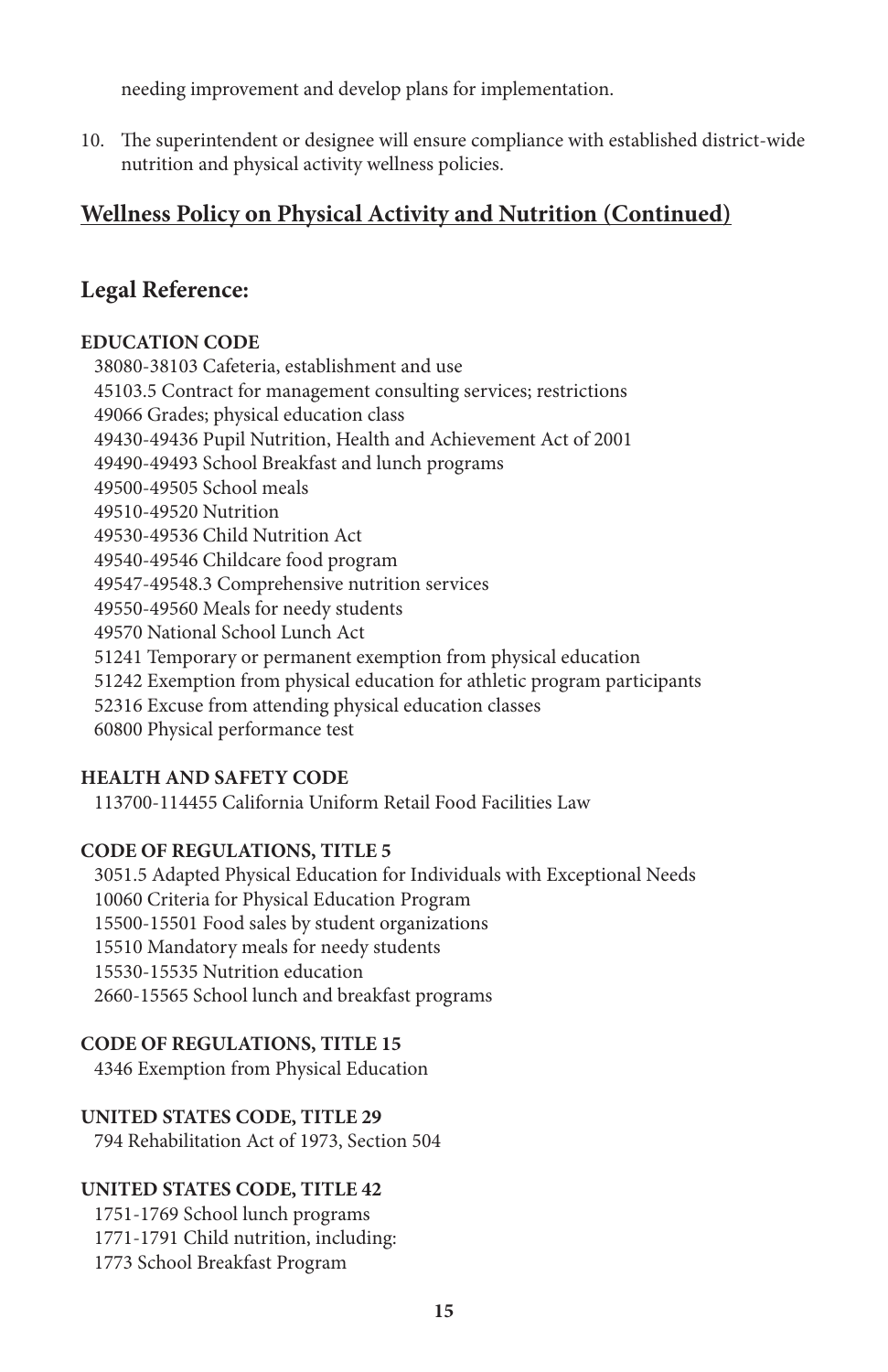needing improvement and develop plans for implementation.

10. The superintendent or designee will ensure compliance with established district-wide nutrition and physical activity wellness policies.

## Wellness Policy on Physical Activity and Nutrition (Continued)

## Legal Reference:

**EDUCATION CODE**

38080-38103 Cafeteria, establishment and use
45103.5 Contract for management consulting services; restrictions
49066 Grades; physical education class
49430-49436 Pupil Nutrition, Health and Achievement Act of 2001
49490-49493 School Breakfast and lunch programs
49500-49505 School meals
49510-49520 Nutrition
49530-49536 Child Nutrition Act
49540-49546 Childcare food program
49547-49548.3 Comprehensive nutrition services
49550-49560 Meals for needy students
49570 National School Lunch Act
51241 Temporary or permanent exemption from physical education
51242 Exemption from physical education for athletic program participants
52316 Excuse from attending physical education classes
60800 Physical performance test

**HEALTH AND SAFETY CODE**

113700-114455 California Uniform Retail Food Facilities Law

**CODE OF REGULATIONS, TITLE 5**

3051.5 Adapted Physical Education for Individuals with Exceptional Needs
10060 Criteria for Physical Education Program
15500-15501 Food sales by student organizations
15510 Mandatory meals for needy students
15530-15535 Nutrition education
2660-15565 School lunch and breakfast programs

**CODE OF REGULATIONS, TITLE 15**

4346 Exemption from Physical Education

**UNITED STATES CODE, TITLE 29**

794 Rehabilitation Act of 1973, Section 504

**UNITED STATES CODE, TITLE 42**

1751-1769 School lunch programs
1771-1791 Child nutrition, including:
1773 School Breakfast Program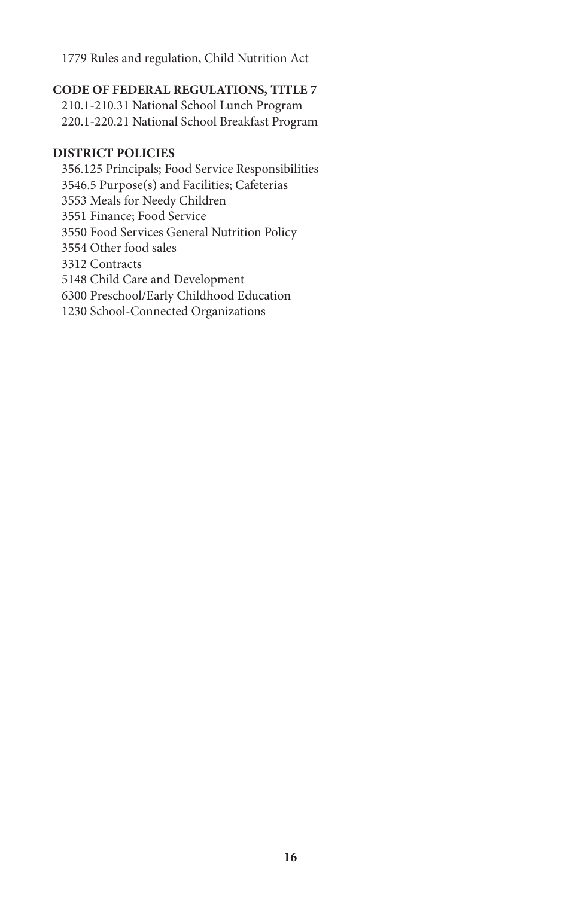1779 Rules and regulation, Child Nutrition Act

**CODE OF FEDERAL REGULATIONS, TITLE 7**

210.1-210.31 National School Lunch Program
220.1-220.21 National School Breakfast Program

**DISTRICT POLICIES**

356.125 Principals; Food Service Responsibilities
3546.5 Purpose(s) and Facilities; Cafeterias
3553 Meals for Needy Children
3551 Finance; Food Service
3550 Food Services General Nutrition Policy
3554 Other food sales
3312 Contracts
5148 Child Care and Development
6300 Preschool/Early Childhood Education
1230 School-Connected Organizations